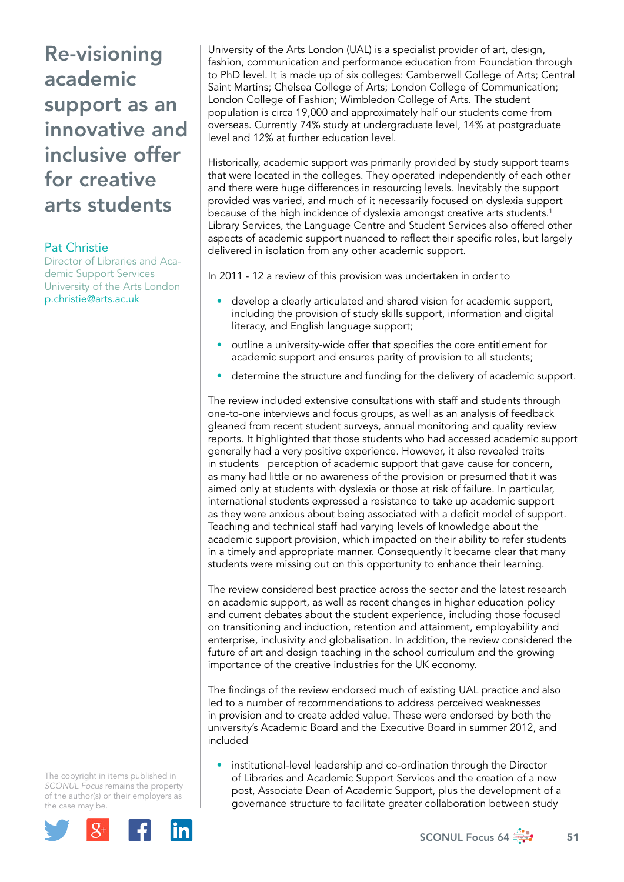# Re-visioning academic support as an innovative and inclusive offer for creative arts students

**Pat Christie**
Director of Libraries and Academic Support Services
University of the Arts London
p.christie@arts.ac.uk

The copyright in items published in *SCONUL Focus* remains the property of the author(s) or their employers as the case may be.

University of the Arts London (UAL) is a specialist provider of art, design, fashion, communication and performance education from Foundation through to PhD level. It is made up of six colleges: Camberwell College of Arts; Central Saint Martins; Chelsea College of Arts; London College of Communication; London College of Fashion; Wimbledon College of Arts. The student population is circa 19,000 and approximately half our students come from overseas. Currently 74% study at undergraduate level, 14% at postgraduate level and 12% at further education level.

Historically, academic support was primarily provided by study support teams that were located in the colleges. They operated independently of each other and there were huge differences in resourcing levels. Inevitably the support provided was varied, and much of it necessarily focused on dyslexia support because of the high incidence of dyslexia amongst creative arts students.[1] Library Services, the Language Centre and Student Services also offered other aspects of academic support nuanced to reflect their specific roles, but largely delivered in isolation from any other academic support.

In 2011 - 12 a review of this provision was undertaken in order to

- develop a clearly articulated and shared vision for academic support, including the provision of study skills support, information and digital literacy, and English language support;
- outline a university-wide offer that specifies the core entitlement for academic support and ensures parity of provision to all students;
- determine the structure and funding for the delivery of academic support.

The review included extensive consultations with staff and students through one-to-one interviews and focus groups, as well as an analysis of feedback gleaned from recent student surveys, annual monitoring and quality review reports. It highlighted that those students who had accessed academic support generally had a very positive experience. However, it also revealed traits in students perception of academic support that gave cause for concern, as many had little or no awareness of the provision or presumed that it was aimed only at students with dyslexia or those at risk of failure. In particular, international students expressed a resistance to take up academic support as they were anxious about being associated with a deficit model of support. Teaching and technical staff had varying levels of knowledge about the academic support provision, which impacted on their ability to refer students in a timely and appropriate manner. Consequently it became clear that many students were missing out on this opportunity to enhance their learning.

The review considered best practice across the sector and the latest research on academic support, as well as recent changes in higher education policy and current debates about the student experience, including those focused on transitioning and induction, retention and attainment, employability and enterprise, inclusivity and globalisation. In addition, the review considered the future of art and design teaching in the school curriculum and the growing importance of the creative industries for the UK economy.

The findings of the review endorsed much of existing UAL practice and also led to a number of recommendations to address perceived weaknesses in provision and to create added value. These were endorsed by both the university's Academic Board and the Executive Board in summer 2012, and included

- institutional-level leadership and co-ordination through the Director of Libraries and Academic Support Services and the creation of a new post, Associate Dean of Academic Support, plus the development of a governance structure to facilitate greater collaboration between study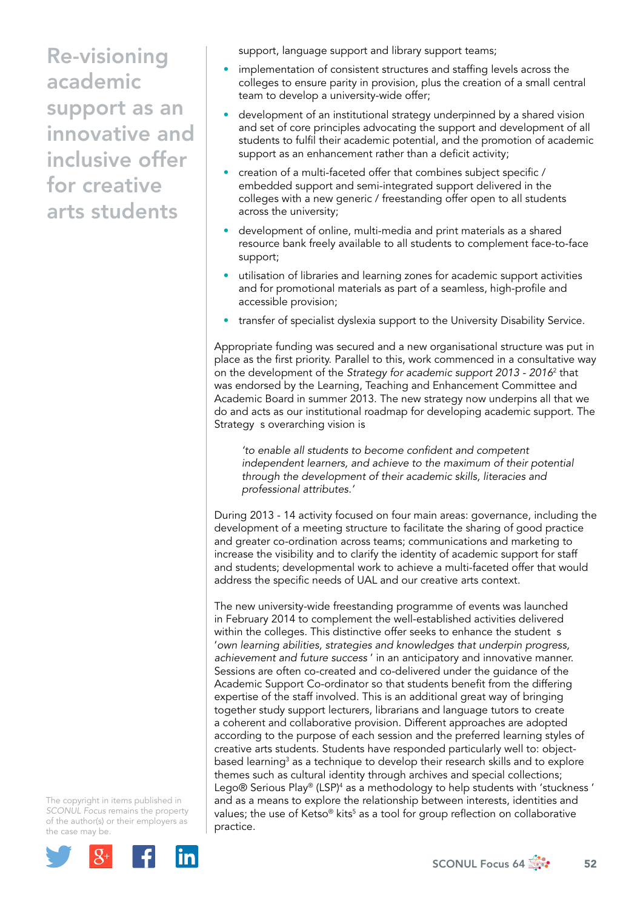# Re-visioning academic support as an innovative and inclusive offer for creative arts students

support, language support and library support teams;

- implementation of consistent structures and staffing levels across the colleges to ensure parity in provision, plus the creation of a small central team to develop a university-wide offer;
- development of an institutional strategy underpinned by a shared vision and set of core principles advocating the support and development of all students to fulfil their academic potential, and the promotion of academic support as an enhancement rather than a deficit activity;
- creation of a multi-faceted offer that combines subject specific / embedded support and semi-integrated support delivered in the colleges with a new generic / freestanding offer open to all students across the university;
- development of online, multi-media and print materials as a shared resource bank freely available to all students to complement face-to-face support;
- utilisation of libraries and learning zones for academic support activities and for promotional materials as part of a seamless, high-profile and accessible provision;
- transfer of specialist dyslexia support to the University Disability Service.

Appropriate funding was secured and a new organisational structure was put in place as the first priority. Parallel to this, work commenced in a consultative way on the development of the *Strategy for academic support 2013 - 2016*[2] that was endorsed by the Learning, Teaching and Enhancement Committee and Academic Board in summer 2013. The new strategy now underpins all that we do and acts as our institutional roadmap for developing academic support. The Strategy s overarching vision is

> *'to enable all students to become confident and competent independent learners, and achieve to the maximum of their potential through the development of their academic skills, literacies and professional attributes.'*

During 2013 - 14 activity focused on four main areas: governance, including the development of a meeting structure to facilitate the sharing of good practice and greater co-ordination across teams; communications and marketing to increase the visibility and to clarify the identity of academic support for staff and students; developmental work to achieve a multi-faceted offer that would address the specific needs of UAL and our creative arts context.

The new university-wide freestanding programme of events was launched in February 2014 to complement the well-established activities delivered within the colleges. This distinctive offer seeks to enhance the student s '*own learning abilities, strategies and knowledges that underpin progress, achievement and future success* ' in an anticipatory and innovative manner. Sessions are often co-created and co-delivered under the guidance of the Academic Support Co-ordinator so that students benefit from the differing expertise of the staff involved. This is an additional great way of bringing together study support lecturers, librarians and language tutors to create a coherent and collaborative provision. Different approaches are adopted according to the purpose of each session and the preferred learning styles of creative arts students. Students have responded particularly well to: object-based learning[3] as a technique to develop their research skills and to explore themes such as cultural identity through archives and special collections; Lego® Serious Play® (LSP)[4] as a methodology to help students with 'stuckness ' and as a means to explore the relationship between interests, identities and values; the use of Ketso® kits[5] as a tool for group reflection on collaborative practice.

The copyright in items published in *SCONUL Focus* remains the property of the author(s) or their employers as the case may be.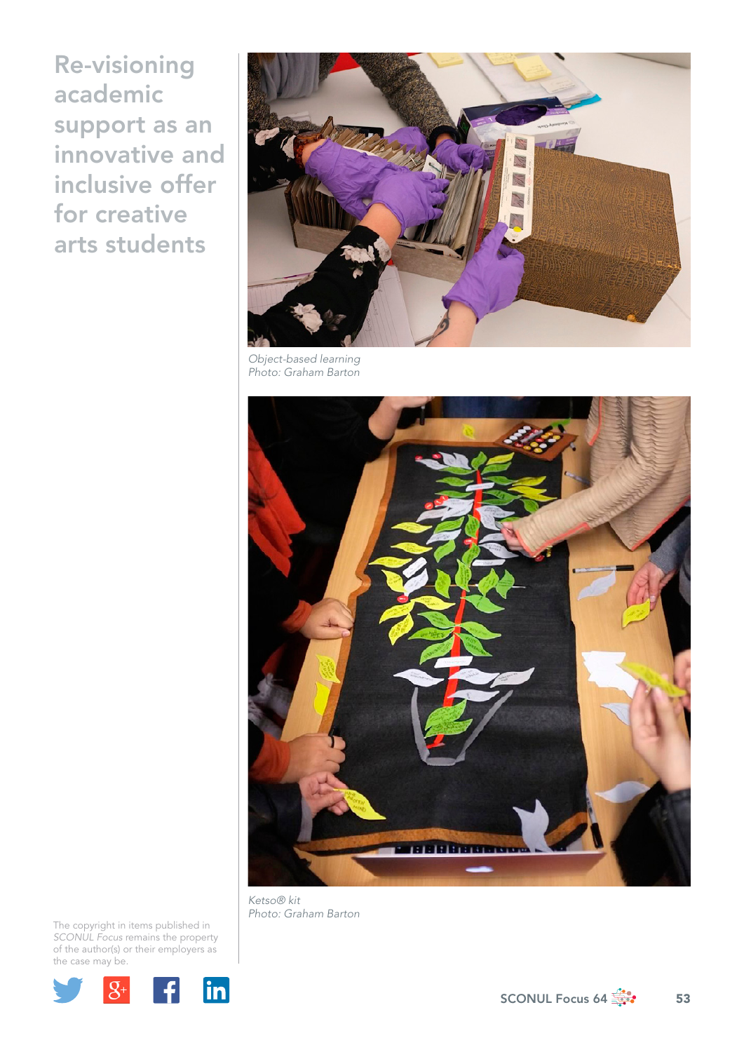# Re-visioning academic support as an innovative and inclusive offer for creative arts students

*Object-based learning*
*Photo: Graham Barton*

*Ketso® kit*
*Photo: Graham Barton*

The copyright in items published in *SCONUL Focus* remains the property of the author(s) or their employers as the case may be.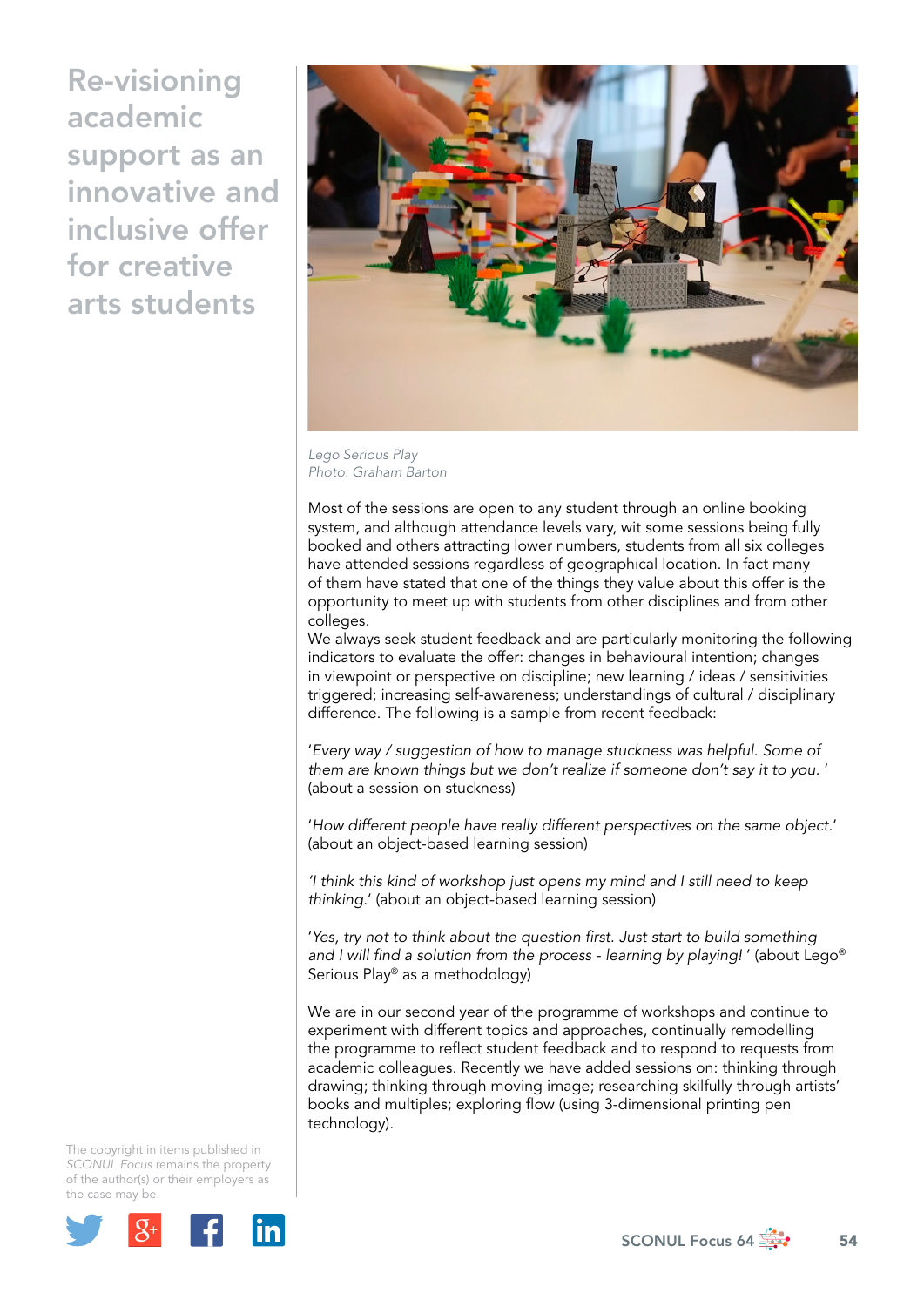Lego Serious Play
Photo: Graham Barton

Most of the sessions are open to any student through an online booking system, and although attendance levels vary, wit some sessions being fully booked and others attracting lower numbers, students from all six colleges have attended sessions regardless of geographical location. In fact many of them have stated that one of the things they value about this offer is the opportunity to meet up with students from other disciplines and from other colleges.

We always seek student feedback and are particularly monitoring the following indicators to evaluate the offer: changes in behavioural intention; changes in viewpoint or perspective on discipline; new learning / ideas / sensitivities triggered; increasing self-awareness; understandings of cultural / disciplinary difference. The following is a sample from recent feedback:

'*Every way / suggestion of how to manage stuckness was helpful. Some of them are known things but we don't realize if someone don't say it to you.* ' (about a session on stuckness)

'*How different people have really different perspectives on the same object.*' (about an object-based learning session)

*'I think this kind of workshop just opens my mind and I still need to keep thinking.*' (about an object-based learning session)

'*Yes, try not to think about the question first. Just start to build something and I will find a solution from the process - learning by playing!* ' (about Lego® Serious Play® as a methodology)

We are in our second year of the programme of workshops and continue to experiment with different topics and approaches, continually remodelling the programme to reflect student feedback and to respond to requests from academic colleagues. Recently we have added sessions on: thinking through drawing; thinking through moving image; researching skilfully through artists' books and multiples; exploring flow (using 3-dimensional printing pen technology).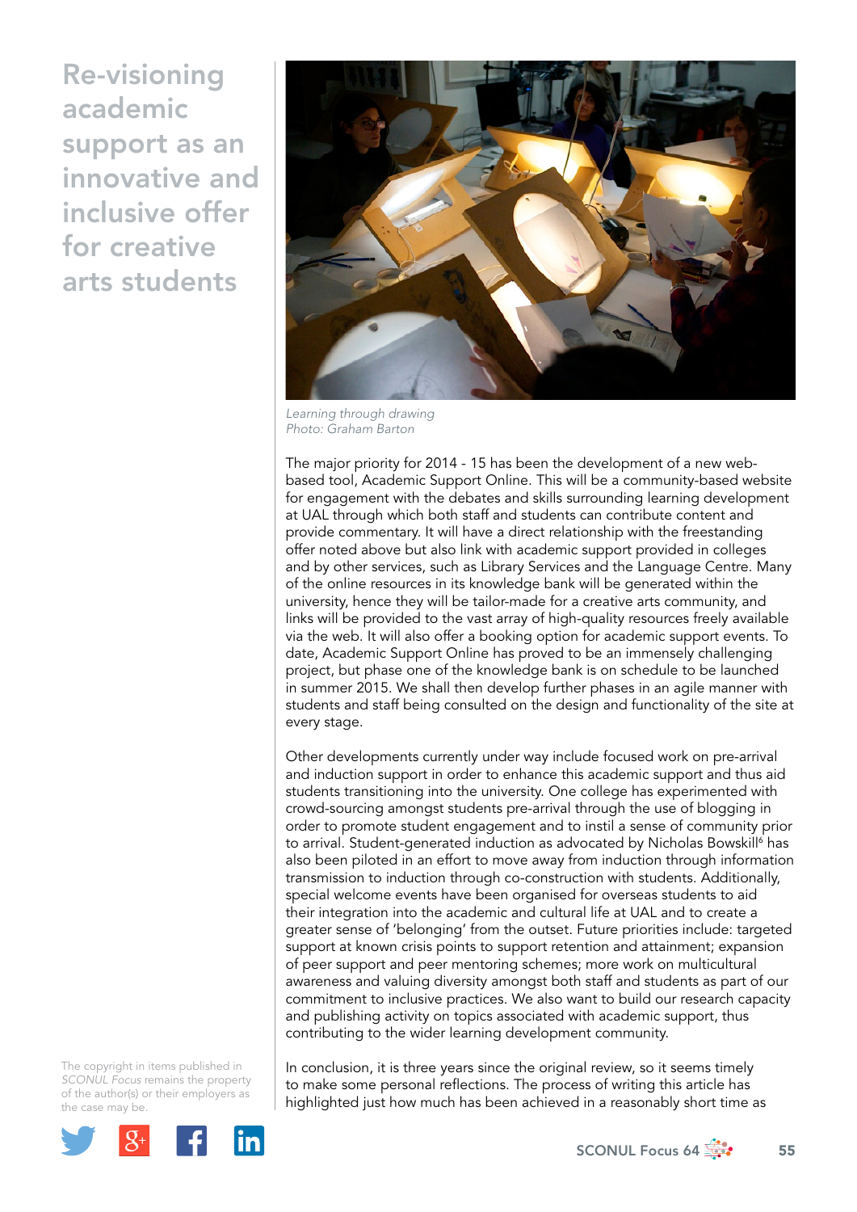# Re-visioning academic support as an innovative and inclusive offer for creative arts students

*Learning through drawing*
*Photo: Graham Barton*

The major priority for 2014 - 15 has been the development of a new web-based tool, Academic Support Online. This will be a community-based website for engagement with the debates and skills surrounding learning development at UAL through which both staff and students can contribute content and provide commentary. It will have a direct relationship with the freestanding offer noted above but also link with academic support provided in colleges and by other services, such as Library Services and the Language Centre. Many of the online resources in its knowledge bank will be generated within the university, hence they will be tailor-made for a creative arts community, and links will be provided to the vast array of high-quality resources freely available via the web. It will also offer a booking option for academic support events. To date, Academic Support Online has proved to be an immensely challenging project, but phase one of the knowledge bank is on schedule to be launched in summer 2015. We shall then develop further phases in an agile manner with students and staff being consulted on the design and functionality of the site at every stage.

Other developments currently under way include focused work on pre-arrival and induction support in order to enhance this academic support and thus aid students transitioning into the university. One college has experimented with crowd-sourcing amongst students pre-arrival through the use of blogging in order to promote student engagement and to instil a sense of community prior to arrival. Student-generated induction as advocated by Nicholas Bowskill[6] has also been piloted in an effort to move away from induction through information transmission to induction through co-construction with students. Additionally, special welcome events have been organised for overseas students to aid their integration into the academic and cultural life at UAL and to create a greater sense of 'belonging' from the outset. Future priorities include: targeted support at known crisis points to support retention and attainment; expansion of peer support and peer mentoring schemes; more work on multicultural awareness and valuing diversity amongst both staff and students as part of our commitment to inclusive practices. We also want to build our research capacity and publishing activity on topics associated with academic support, thus contributing to the wider learning development community.

In conclusion, it is three years since the original review, so it seems timely to make some personal reflections. The process of writing this article has highlighted just how much has been achieved in a reasonably short time as

The copyright in items published in *SCONUL Focus* remains the property of the author(s) or their employers as the case may be.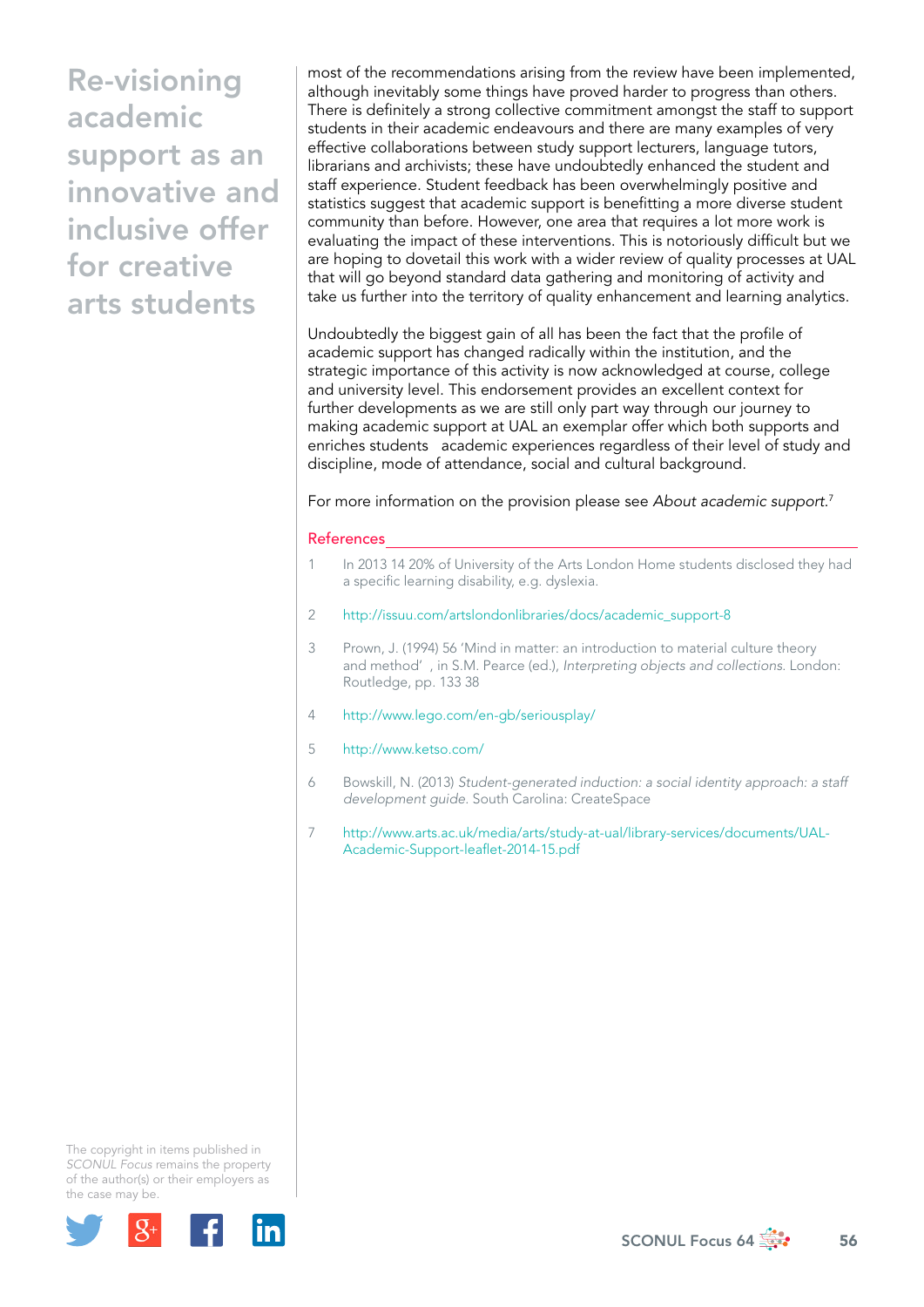most of the recommendations arising from the review have been implemented, although inevitably some things have proved harder to progress than others. There is definitely a strong collective commitment amongst the staff to support students in their academic endeavours and there are many examples of very effective collaborations between study support lecturers, language tutors, librarians and archivists; these have undoubtedly enhanced the student and staff experience. Student feedback has been overwhelmingly positive and statistics suggest that academic support is benefitting a more diverse student community than before. However, one area that requires a lot more work is evaluating the impact of these interventions. This is notoriously difficult but we are hoping to dovetail this work with a wider review of quality processes at UAL that will go beyond standard data gathering and monitoring of activity and take us further into the territory of quality enhancement and learning analytics.

Undoubtedly the biggest gain of all has been the fact that the profile of academic support has changed radically within the institution, and the strategic importance of this activity is now acknowledged at course, college and university level. This endorsement provides an excellent context for further developments as we are still only part way through our journey to making academic support at UAL an exemplar offer which both supports and enriches students academic experiences regardless of their level of study and discipline, mode of attendance, social and cultural background.

For more information on the provision please see *About academic support.*[7]

## References

1. In 2013 14 20% of University of the Arts London Home students disclosed they had a specific learning disability, e.g. dyslexia.
2. http://issuu.com/artslondonlibraries/docs/academic_support-8
3. Prown, J. (1994) 56 'Mind in matter: an introduction to material culture theory and method' , in S.M. Pearce (ed.), *Interpreting objects and collections.* London: Routledge, pp. 133 38
4. http://www.lego.com/en-gb/seriousplay/
5. http://www.ketso.com/
6. Bowskill, N. (2013) *Student-generated induction: a social identity approach: a staff development guide.* South Carolina: CreateSpace
7. http://www.arts.ac.uk/media/arts/study-at-ual/library-services/documents/UAL-Academic-Support-leaflet-2014-15.pdf

The copyright in items published in *SCONUL Focus* remains the property of the author(s) or their employers as the case may be.